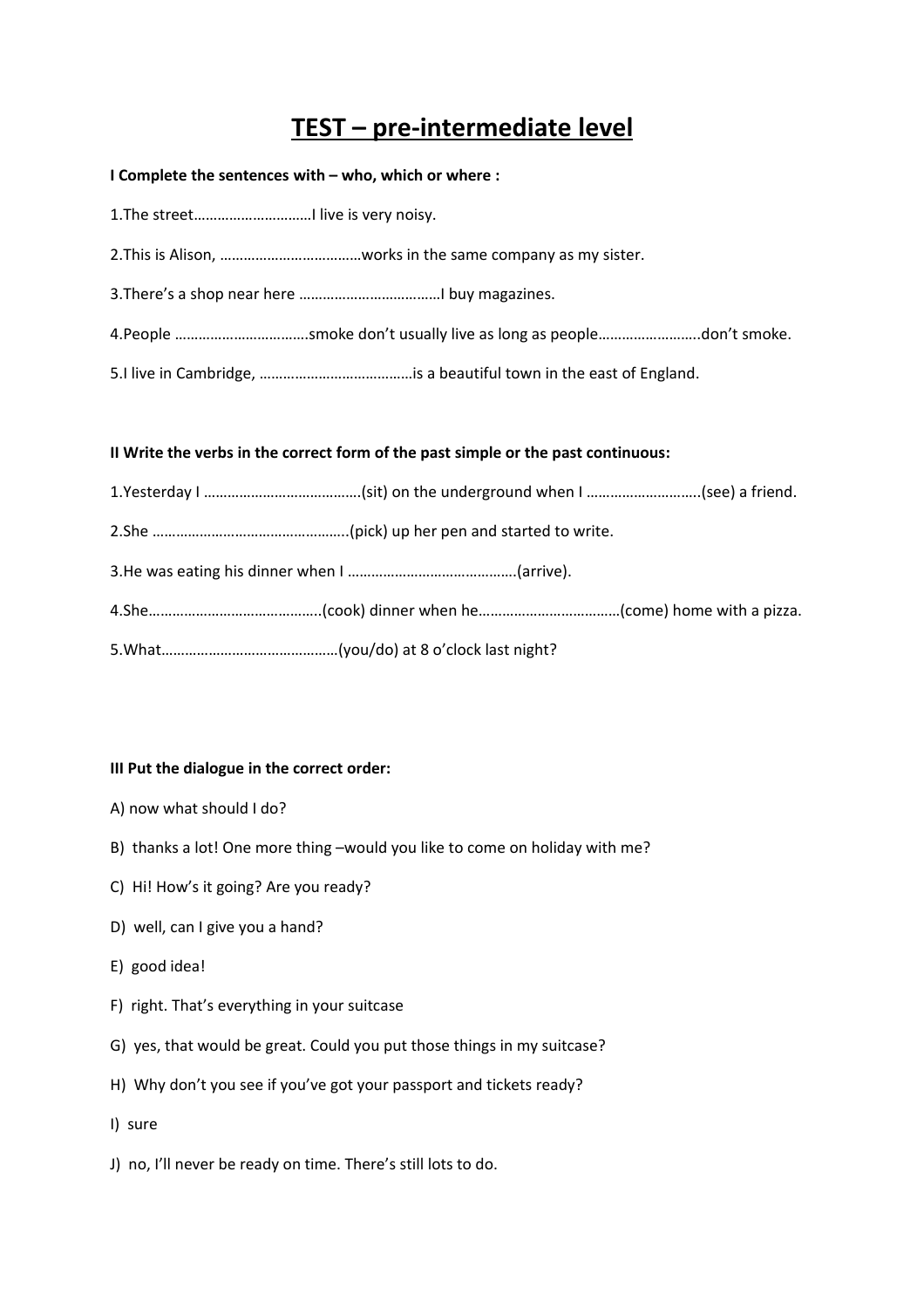# TEST – pre-intermediate level

**I Complete the sentences with – who, which or where :**

1.The street…………………………I live is very noisy.

2.This is Alison, ………………………………works in the same company as my sister.

3.There's a shop near here ………………………………I buy magazines.

4.People ……………………………smoke don't usually live as long as people……………………..don't smoke.

5.I live in Cambridge, …………………………………is a beautiful town in the east of England.

**II Write the verbs in the correct form of the past simple or the past continuous:**

1.Yesterday I ………………………………….(sit) on the underground when I ………………………..(see) a friend.

2.She …………………………………………..(pick) up her pen and started to write.

3.He was eating his dinner when I …………………………………….(arrive).

4.She……………………………………..(cook) dinner when he………………………………(come) home with a pizza.

5.What………………………………………(you/do) at 8 o'clock last night?

**III Put the dialogue in the correct order:**

A) now what should I do?

B) thanks a lot! One more thing –would you like to come on holiday with me?

C) Hi! How's it going? Are you ready?

D) well, can I give you a hand?

E) good idea!

F) right. That's everything in your suitcase

G) yes, that would be great. Could you put those things in my suitcase?

H) Why don't you see if you've got your passport and tickets ready?

I) sure

J) no, I'll never be ready on time. There's still lots to do.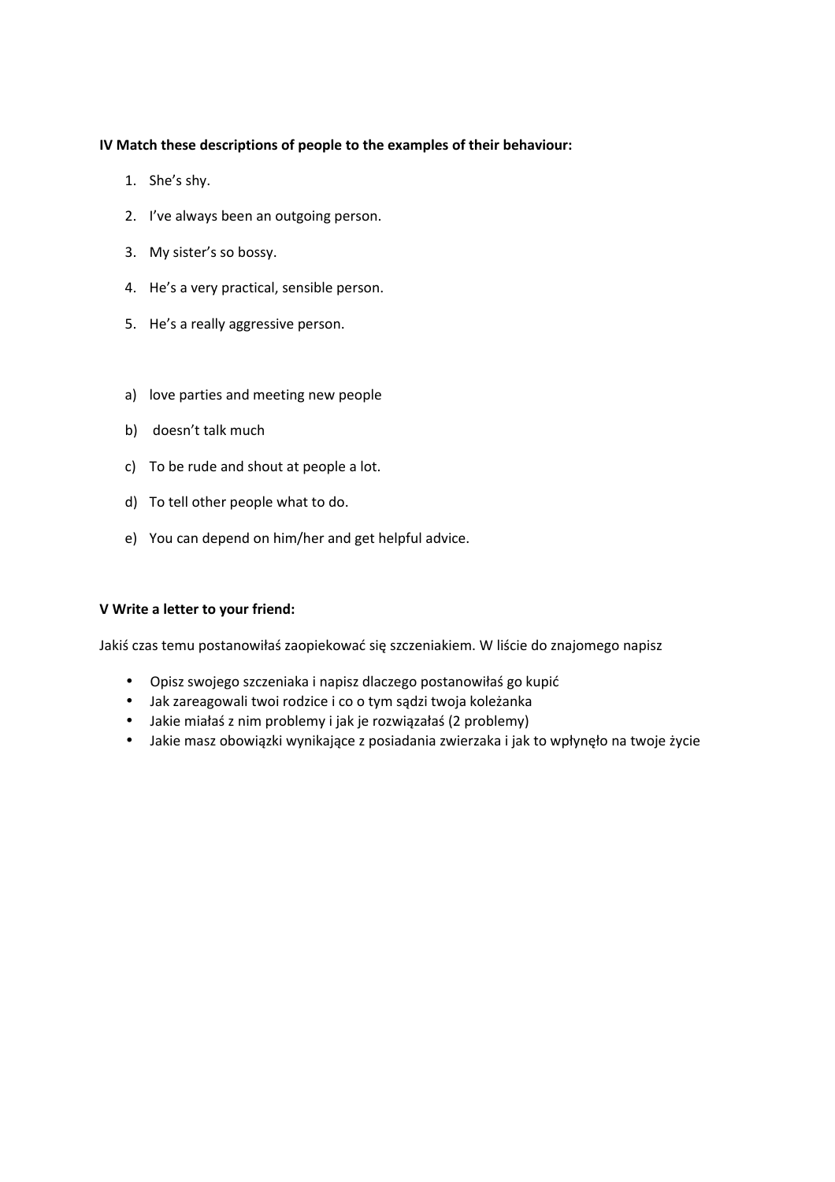**IV Match these descriptions of people to the examples of their behaviour:**

1. She's shy.
2. I've always been an outgoing person.
3. My sister's so bossy.
4. He's a very practical, sensible person.
5. He's a really aggressive person.

a) love parties and meeting new people
b) doesn't talk much
c) To be rude and shout at people a lot.
d) To tell other people what to do.
e) You can depend on him/her and get helpful advice.

**V Write a letter to your friend:**

Jakiś czas temu postanowiłaś zaopiekować się szczeniakiem. W liście do znajomego napisz

- Opisz swojego szczeniaka i napisz dlaczego postanowiłaś go kupić
- Jak zareagowali twoi rodzice i co o tym sądzi twoja koleżanka
- Jakie miałaś z nim problemy i jak je rozwiązałaś (2 problemy)
- Jakie masz obowiązki wynikające z posiadania zwierzaka i jak to wpłynęło na twoje życie